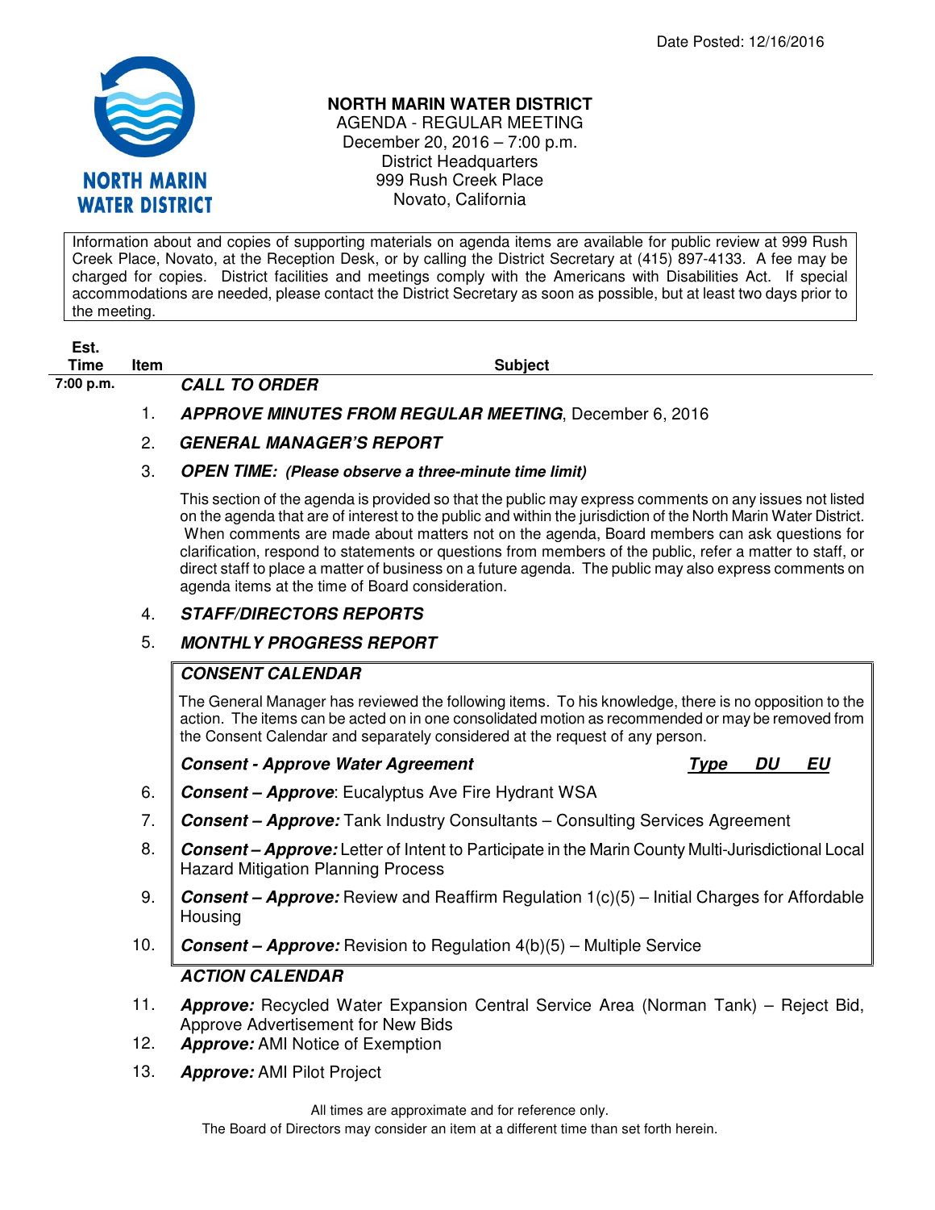Date Posted: 12/16/2016

# NORTH MARIN WATER DISTRICT

AGENDA - REGULAR MEETING
December 20, 2016 – 7:00 p.m.
District Headquarters
999 Rush Creek Place
Novato, California

Information about and copies of supporting materials on agenda items are available for public review at 999 Rush Creek Place, Novato, at the Reception Desk, or by calling the District Secretary at (415) 897-4133. A fee may be charged for copies. District facilities and meetings comply with the Americans with Disabilities Act. If special accommodations are needed, please contact the District Secretary as soon as possible, but at least two days prior to the meeting.

| Est. Time | Item | Subject |
|---|---|---|
| 7:00 p.m. | | ***CALL TO ORDER*** |
| | 1. | ***APPROVE MINUTES FROM REGULAR MEETING***, December 6, 2016 |
| | 2. | ***GENERAL MANAGER'S REPORT*** |
| | 3. | ***OPEN TIME: (Please observe a three-minute time limit)*** |
| | | This section of the agenda is provided so that the public may express comments on any issues not listed on the agenda that are of interest to the public and within the jurisdiction of the North Marin Water District. When comments are made about matters not on the agenda, Board members can ask questions for clarification, respond to statements or questions from members of the public, refer a matter to staff, or direct staff to place a matter of business on a future agenda. The public may also express comments on agenda items at the time of Board consideration. |
| | 4. | ***STAFF/DIRECTORS REPORTS*** |
| | 5. | ***MONTHLY PROGRESS REPORT*** |

***CONSENT CALENDAR***

The General Manager has reviewed the following items. To his knowledge, there is no opposition to the action. The items can be acted on in one consolidated motion as recommended or may be removed from the Consent Calendar and separately considered at the request of any person.

| Item | ***Consent - Approve Water Agreement*** | ***Type*** | ***DU*** | ***EU*** |
|---|---|---|---|---|
| 6. | ***Consent – Approve***: Eucalyptus Ave Fire Hydrant WSA | | | |
| 7. | ***Consent – Approve:*** Tank Industry Consultants – Consulting Services Agreement | | | |
| 8. | ***Consent – Approve:*** Letter of Intent to Participate in the Marin County Multi-Jurisdictional Local Hazard Mitigation Planning Process | | | |
| 9. | ***Consent – Approve:*** Review and Reaffirm Regulation 1(c)(5) – Initial Charges for Affordable Housing | | | |
| 10. | ***Consent – Approve:*** Revision to Regulation 4(b)(5) – Multiple Service | | | |

***ACTION CALENDAR***

11. ***Approve:*** Recycled Water Expansion Central Service Area (Norman Tank) – Reject Bid, Approve Advertisement for New Bids
12. ***Approve:*** AMI Notice of Exemption
13. ***Approve:*** AMI Pilot Project

All times are approximate and for reference only.
The Board of Directors may consider an item at a different time than set forth herein.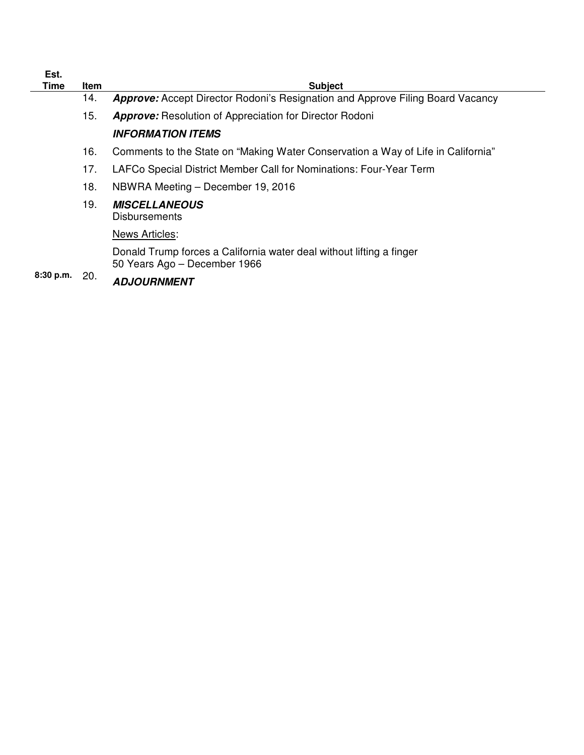| Est. Time | Item | Subject |
|---|---|---|
| | 14. | ***Approve:*** Accept Director Rodoni's Resignation and Approve Filing Board Vacancy |
| | 15. | ***Approve:*** Resolution of Appreciation for Director Rodoni |
| | | ***INFORMATION ITEMS*** |
| | 16. | Comments to the State on "Making Water Conservation a Way of Life in California" |
| | 17. | LAFCo Special District Member Call for Nominations: Four-Year Term |
| | 18. | NBWRA Meeting – December 19, 2016 |
| | 19. | ***MISCELLANEOUS*** <br> Disbursements <br> News Articles: <br> Donald Trump forces a California water deal without lifting a finger <br> 50 Years Ago – December 1966 |
| **8:30 p.m.** | 20. | ***ADJOURNMENT*** |